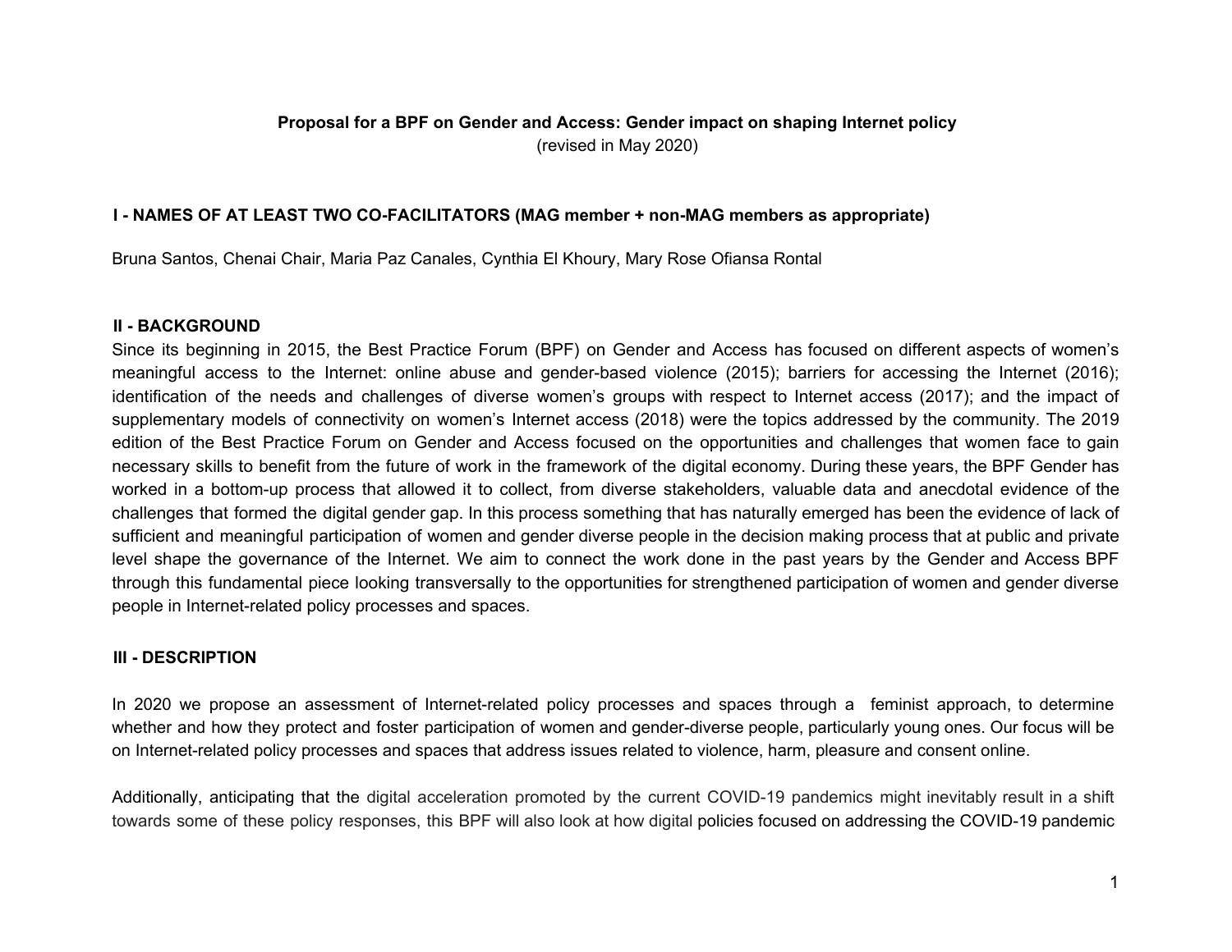**Proposal for a BPF on Gender and Access: Gender impact on shaping Internet policy**

(revised in May 2020)

## I - NAMES OF AT LEAST TWO CO-FACILITATORS (MAG member + non-MAG members as appropriate)

Bruna Santos, Chenai Chair, Maria Paz Canales, Cynthia El Khoury, Mary Rose Ofiansa Rontal

## II - BACKGROUND

Since its beginning in 2015, the Best Practice Forum (BPF) on Gender and Access has focused on different aspects of women's meaningful access to the Internet: online abuse and gender-based violence (2015); barriers for accessing the Internet (2016); identification of the needs and challenges of diverse women's groups with respect to Internet access (2017); and the impact of supplementary models of connectivity on women's Internet access (2018) were the topics addressed by the community. The 2019 edition of the Best Practice Forum on Gender and Access focused on the opportunities and challenges that women face to gain necessary skills to benefit from the future of work in the framework of the digital economy. During these years, the BPF Gender has worked in a bottom-up process that allowed it to collect, from diverse stakeholders, valuable data and anecdotal evidence of the challenges that formed the digital gender gap. In this process something that has naturally emerged has been the evidence of lack of sufficient and meaningful participation of women and gender diverse people in the decision making process that at public and private level shape the governance of the Internet. We aim to connect the work done in the past years by the Gender and Access BPF through this fundamental piece looking transversally to the opportunities for strengthened participation of women and gender diverse people in Internet-related policy processes and spaces.

## III - DESCRIPTION

In 2020 we propose an assessment of Internet-related policy processes and spaces through a feminist approach, to determine whether and how they protect and foster participation of women and gender-diverse people, particularly young ones. Our focus will be on Internet-related policy processes and spaces that address issues related to violence, harm, pleasure and consent online.

Additionally, anticipating that the digital acceleration promoted by the current COVID-19 pandemics might inevitably result in a shift towards some of these policy responses, this BPF will also look at how digital policies focused on addressing the COVID-19 pandemic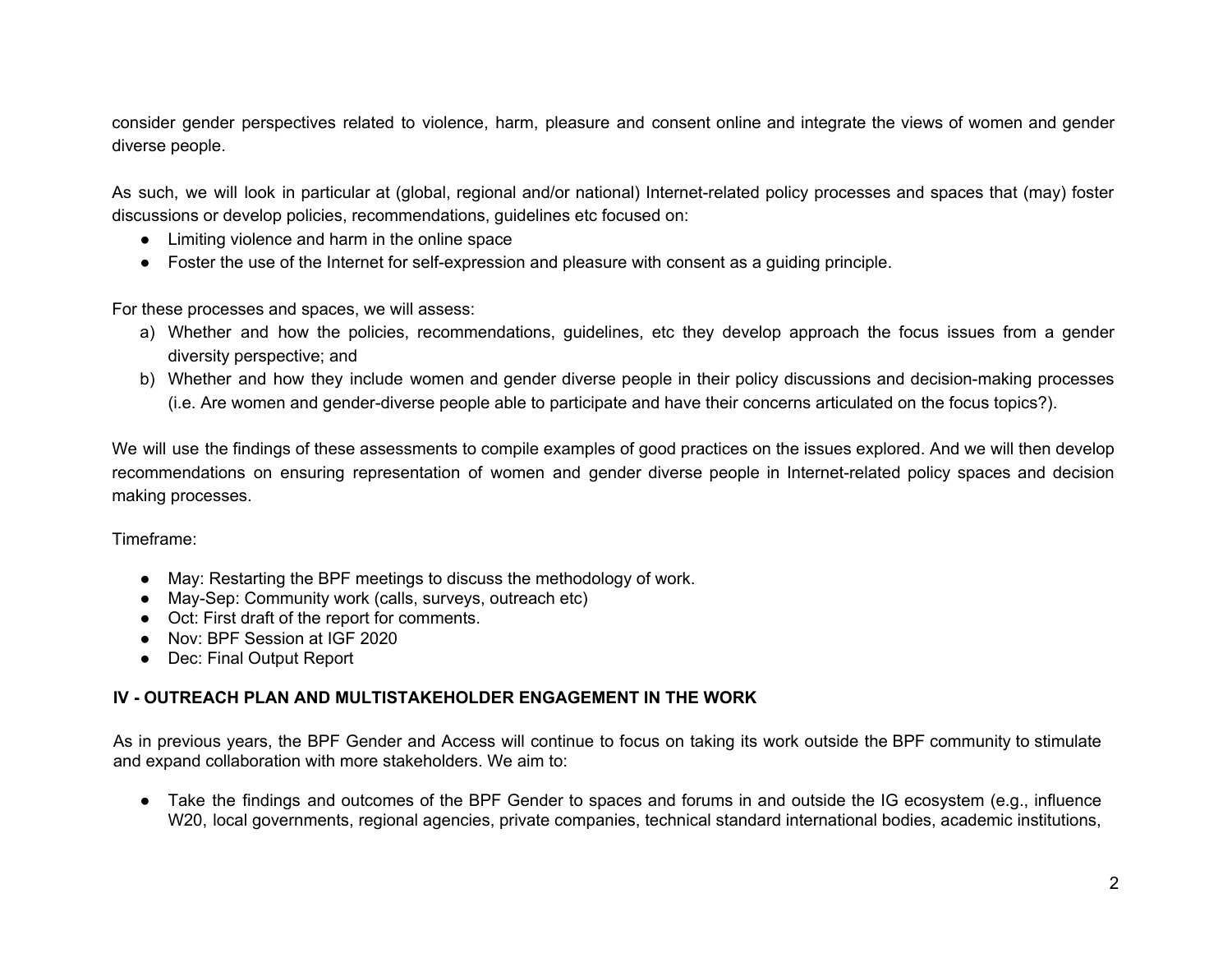consider gender perspectives related to violence, harm, pleasure and consent online and integrate the views of women and gender diverse people.

As such, we will look in particular at (global, regional and/or national) Internet-related policy processes and spaces that (may) foster discussions or develop policies, recommendations, guidelines etc focused on:

- Limiting violence and harm in the online space
- Foster the use of the Internet for self-expression and pleasure with consent as a guiding principle.

For these processes and spaces, we will assess:

a) Whether and how the policies, recommendations, guidelines, etc they develop approach the focus issues from a gender diversity perspective; and
b) Whether and how they include women and gender diverse people in their policy discussions and decision-making processes (i.e. Are women and gender-diverse people able to participate and have their concerns articulated on the focus topics?).

We will use the findings of these assessments to compile examples of good practices on the issues explored. And we will then develop recommendations on ensuring representation of women and gender diverse people in Internet-related policy spaces and decision making processes.

Timeframe:

- May: Restarting the BPF meetings to discuss the methodology of work.
- May-Sep: Community work (calls, surveys, outreach etc)
- Oct: First draft of the report for comments.
- Nov: BPF Session at IGF 2020
- Dec: Final Output Report

## IV - OUTREACH PLAN AND MULTISTAKEHOLDER ENGAGEMENT IN THE WORK

As in previous years, the BPF Gender and Access will continue to focus on taking its work outside the BPF community to stimulate and expand collaboration with more stakeholders. We aim to:

- Take the findings and outcomes of the BPF Gender to spaces and forums in and outside the IG ecosystem (e.g., influence W20, local governments, regional agencies, private companies, technical standard international bodies, academic institutions,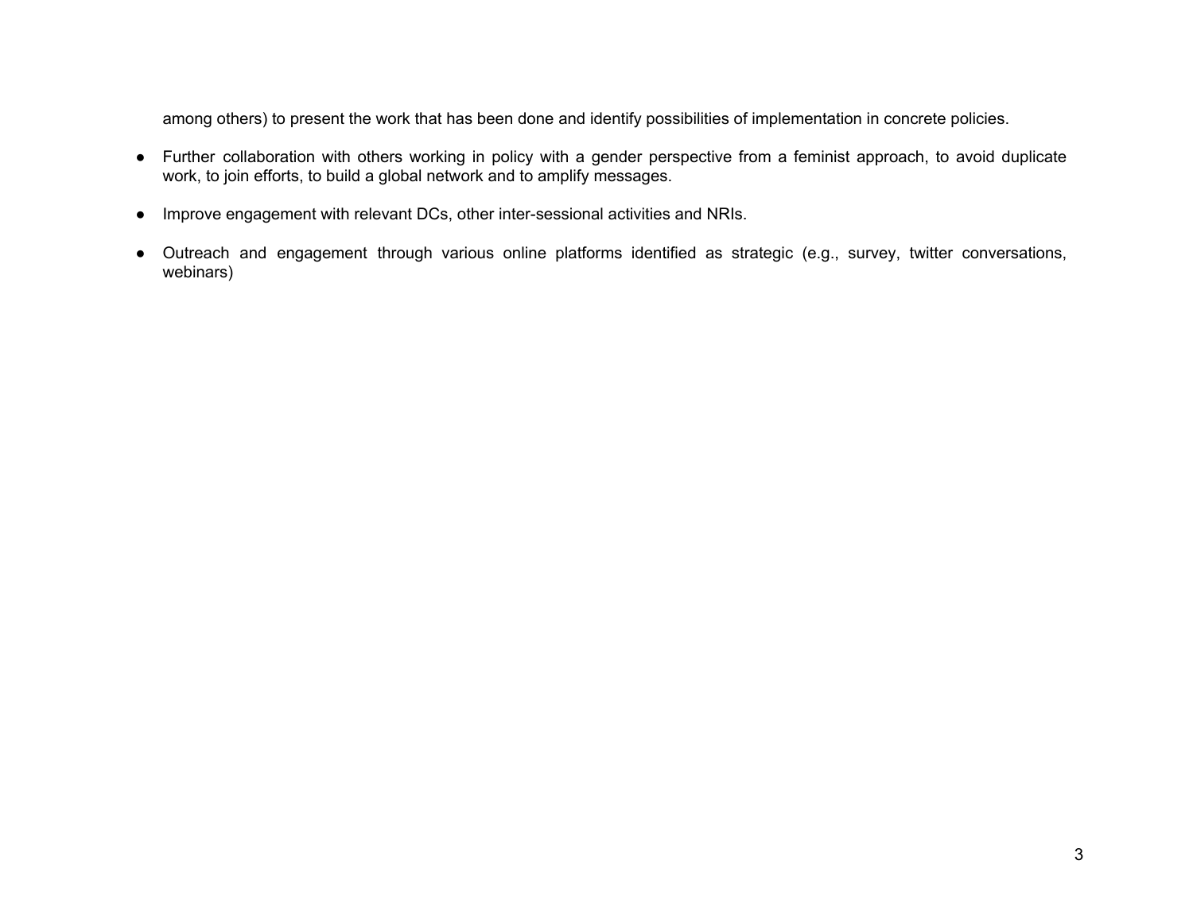among others) to present the work that has been done and identify possibilities of implementation in concrete policies.

- Further collaboration with others working in policy with a gender perspective from a feminist approach, to avoid duplicate work, to join efforts, to build a global network and to amplify messages.
- Improve engagement with relevant DCs, other inter-sessional activities and NRIs.
- Outreach and engagement through various online platforms identified as strategic (e.g., survey, twitter conversations, webinars)